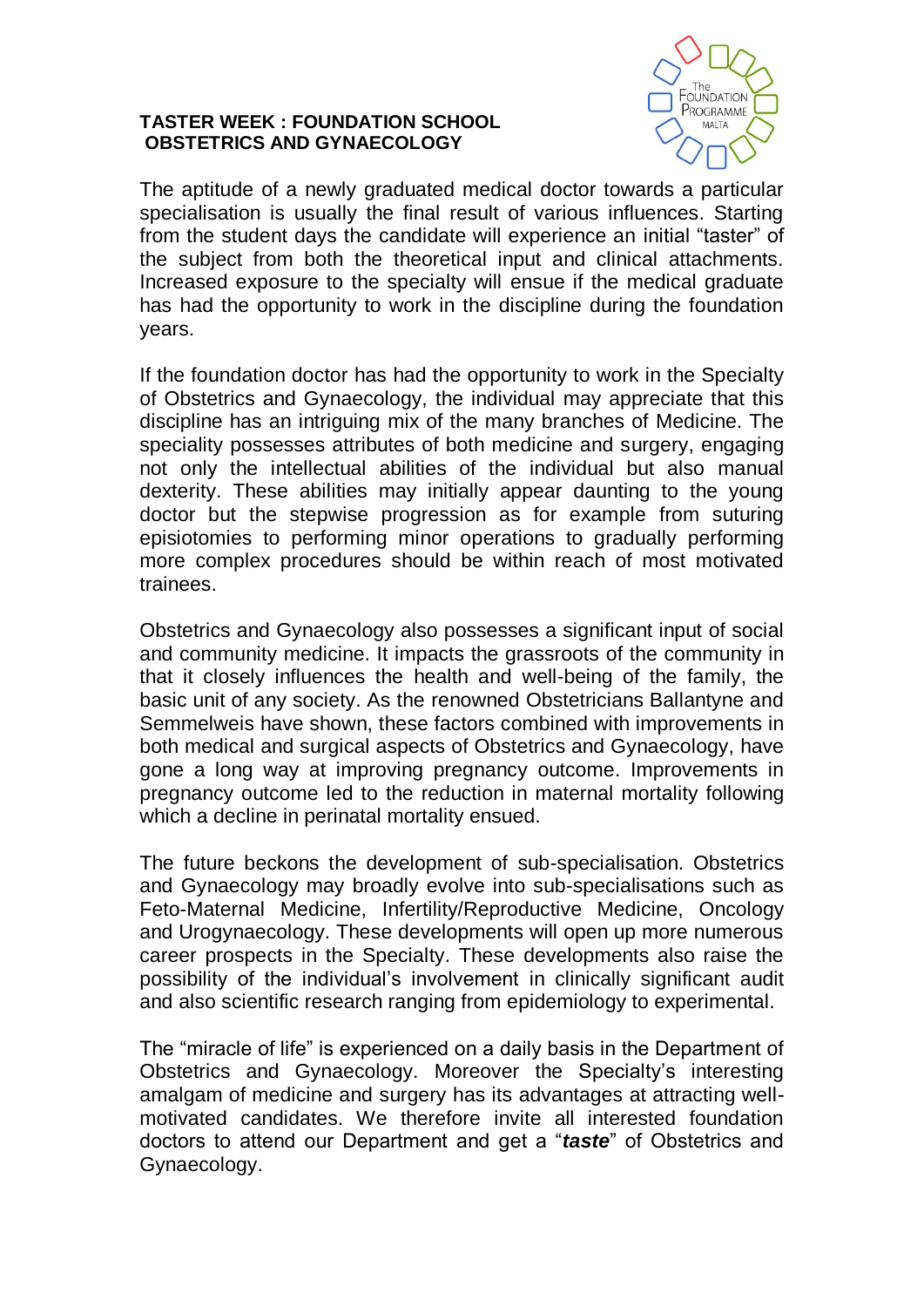**TASTER WEEK : FOUNDATION SCHOOL**
**OBSTETRICS AND GYNAECOLOGY**

The aptitude of a newly graduated medical doctor towards a particular specialisation is usually the final result of various influences. Starting from the student days the candidate will experience an initial "taster" of the subject from both the theoretical input and clinical attachments. Increased exposure to the specialty will ensue if the medical graduate has had the opportunity to work in the discipline during the foundation years.

If the foundation doctor has had the opportunity to work in the Specialty of Obstetrics and Gynaecology, the individual may appreciate that this discipline has an intriguing mix of the many branches of Medicine. The speciality possesses attributes of both medicine and surgery, engaging not only the intellectual abilities of the individual but also manual dexterity. These abilities may initially appear daunting to the young doctor but the stepwise progression as for example from suturing episiotomies to performing minor operations to gradually performing more complex procedures should be within reach of most motivated trainees.

Obstetrics and Gynaecology also possesses a significant input of social and community medicine. It impacts the grassroots of the community in that it closely influences the health and well-being of the family, the basic unit of any society. As the renowned Obstetricians Ballantyne and Semmelweis have shown, these factors combined with improvements in both medical and surgical aspects of Obstetrics and Gynaecology, have gone a long way at improving pregnancy outcome. Improvements in pregnancy outcome led to the reduction in maternal mortality following which a decline in perinatal mortality ensued.

The future beckons the development of sub-specialisation. Obstetrics and Gynaecology may broadly evolve into sub-specialisations such as Feto-Maternal Medicine, Infertility/Reproductive Medicine, Oncology and Urogynaecology. These developments will open up more numerous career prospects in the Specialty. These developments also raise the possibility of the individual's involvement in clinically significant audit and also scientific research ranging from epidemiology to experimental.

The "miracle of life" is experienced on a daily basis in the Department of Obstetrics and Gynaecology. Moreover the Specialty's interesting amalgam of medicine and surgery has its advantages at attracting well-motivated candidates. We therefore invite all interested foundation doctors to attend our Department and get a "***taste***" of Obstetrics and Gynaecology.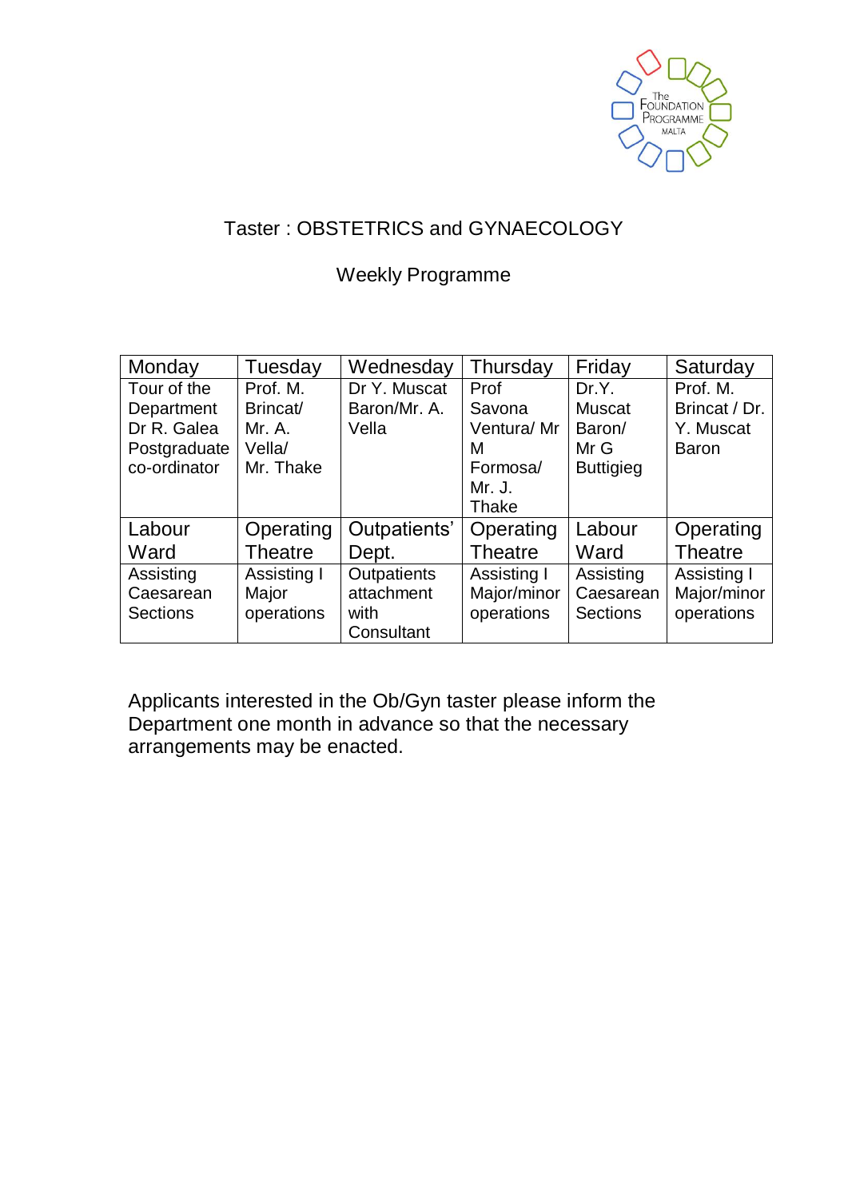## Taster : OBSTETRICS and GYNAECOLOGY

### Weekly Programme

| Monday | Tuesday | Wednesday | Thursday | Friday | Saturday |
|---|---|---|---|---|---|
| Tour of the Department Dr R. Galea Postgraduate co-ordinator | Prof. M. Brincat/ Mr. A. Vella/ Mr. Thake | Dr Y. Muscat Baron/Mr. A. Vella | Prof Savona Ventura/ Mr M Formosa/ Mr. J. Thake | Dr.Y. Muscat Baron/ Mr G Buttigieg | Prof. M. Brincat / Dr. Y. Muscat Baron |
| Labour Ward | Operating Theatre | Outpatients' Dept. | Operating Theatre | Labour Ward | Operating Theatre |
| Assisting Caesarean Sections | Assisting I Major operations | Outpatients attachment with Consultant | Assisting I Major/minor operations | Assisting Caesarean Sections | Assisting I Major/minor operations |

Applicants interested in the Ob/Gyn taster please inform the Department one month in advance so that the necessary arrangements may be enacted.